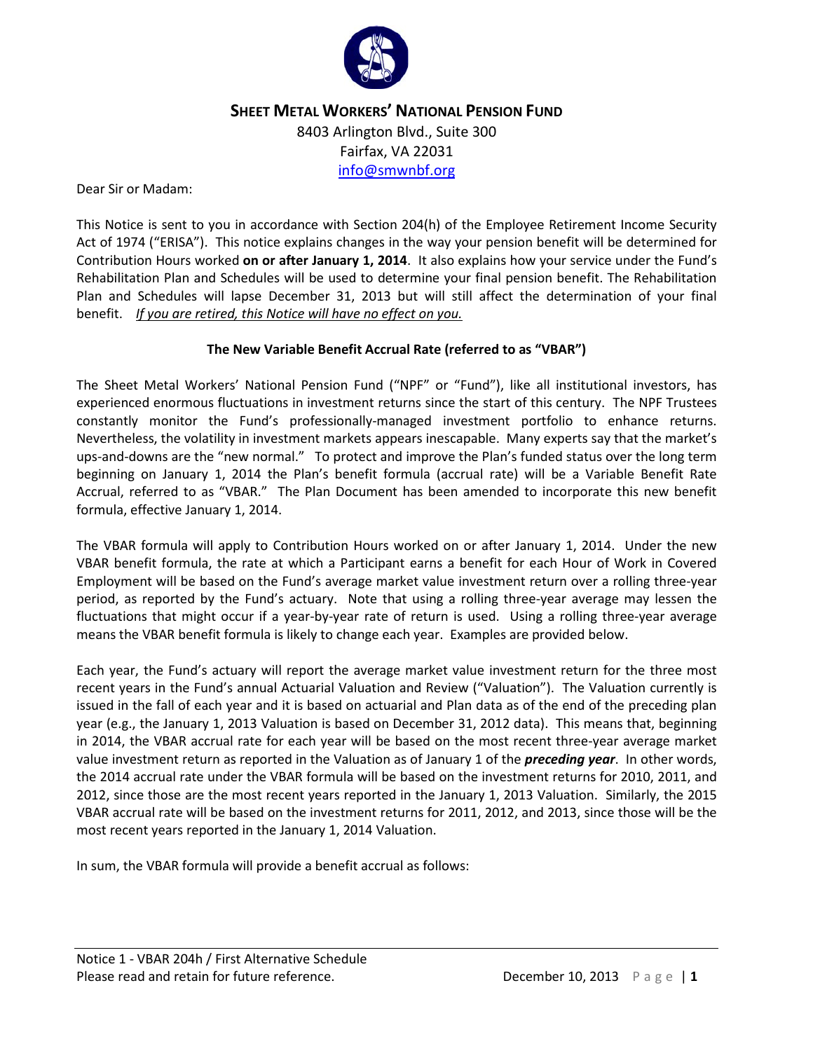# SHEET METAL WORKERS' NATIONAL PENSION FUND

8403 Arlington Blvd., Suite 300
Fairfax, VA 22031
info@smwnbf.org

Dear Sir or Madam:

This Notice is sent to you in accordance with Section 204(h) of the Employee Retirement Income Security Act of 1974 ("ERISA"). This notice explains changes in the way your pension benefit will be determined for Contribution Hours worked **on or after January 1, 2014**. It also explains how your service under the Fund's Rehabilitation Plan and Schedules will be used to determine your final pension benefit. The Rehabilitation Plan and Schedules will lapse December 31, 2013 but will still affect the determination of your final benefit. *If you are retired, this Notice will have no effect on you.*

## The New Variable Benefit Accrual Rate (referred to as "VBAR")

The Sheet Metal Workers' National Pension Fund ("NPF" or "Fund"), like all institutional investors, has experienced enormous fluctuations in investment returns since the start of this century. The NPF Trustees constantly monitor the Fund's professionally-managed investment portfolio to enhance returns. Nevertheless, the volatility in investment markets appears inescapable. Many experts say that the market's ups-and-downs are the "new normal." To protect and improve the Plan's funded status over the long term beginning on January 1, 2014 the Plan's benefit formula (accrual rate) will be a Variable Benefit Rate Accrual, referred to as "VBAR." The Plan Document has been amended to incorporate this new benefit formula, effective January 1, 2014.

The VBAR formula will apply to Contribution Hours worked on or after January 1, 2014. Under the new VBAR benefit formula, the rate at which a Participant earns a benefit for each Hour of Work in Covered Employment will be based on the Fund's average market value investment return over a rolling three-year period, as reported by the Fund's actuary. Note that using a rolling three-year average may lessen the fluctuations that might occur if a year-by-year rate of return is used. Using a rolling three-year average means the VBAR benefit formula is likely to change each year. Examples are provided below.

Each year, the Fund's actuary will report the average market value investment return for the three most recent years in the Fund's annual Actuarial Valuation and Review ("Valuation"). The Valuation currently is issued in the fall of each year and it is based on actuarial and Plan data as of the end of the preceding plan year (e.g., the January 1, 2013 Valuation is based on December 31, 2012 data). This means that, beginning in 2014, the VBAR accrual rate for each year will be based on the most recent three-year average market value investment return as reported in the Valuation as of January 1 of the ***preceding year***. In other words, the 2014 accrual rate under the VBAR formula will be based on the investment returns for 2010, 2011, and 2012, since those are the most recent years reported in the January 1, 2013 Valuation. Similarly, the 2015 VBAR accrual rate will be based on the investment returns for 2011, 2012, and 2013, since those will be the most recent years reported in the January 1, 2014 Valuation.

In sum, the VBAR formula will provide a benefit accrual as follows: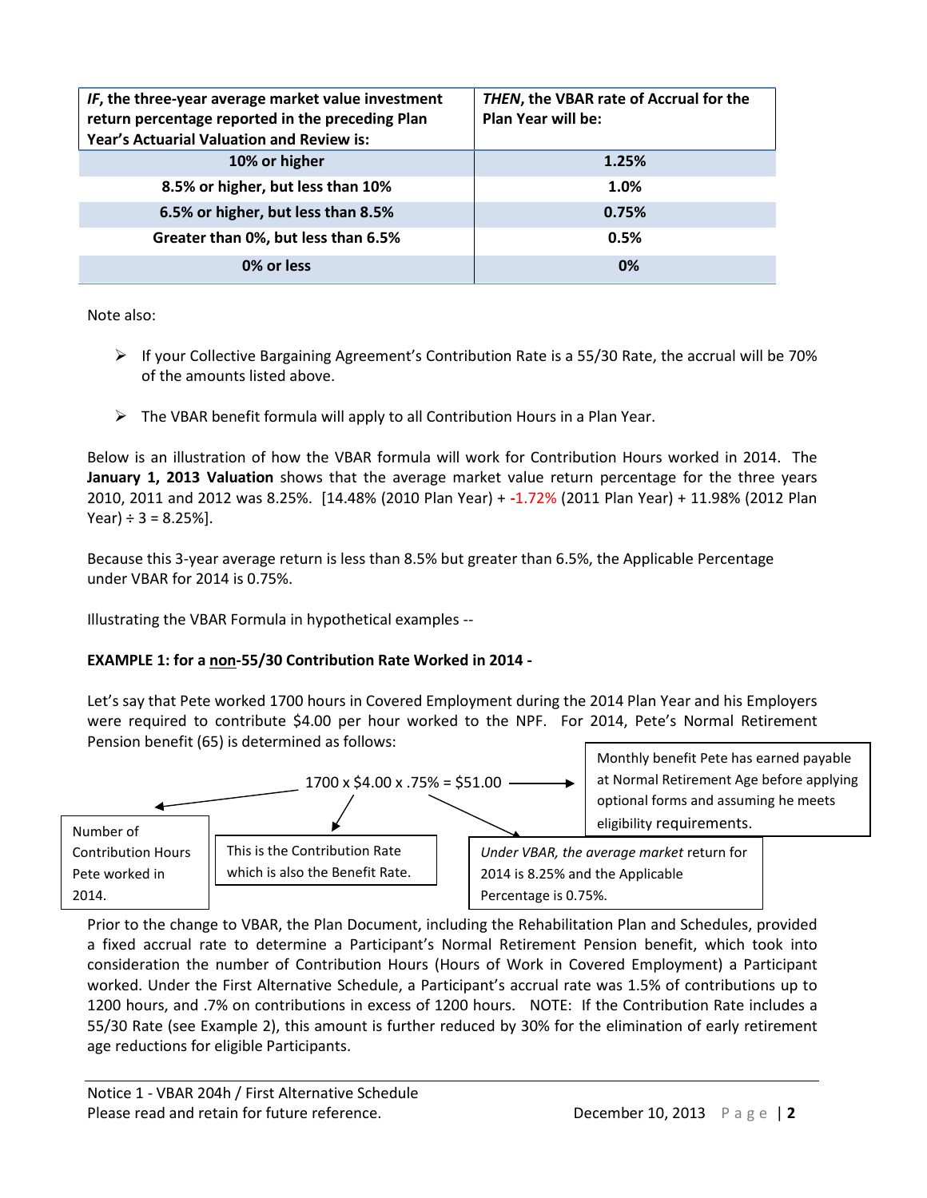| *IF*, the three-year average market value investment return percentage reported in the preceding Plan Year's Actuarial Valuation and Review is: | *THEN*, the VBAR rate of Accrual for the Plan Year will be: |
|---|---|
| **10% or higher** | **1.25%** |
| **8.5% or higher, but less than 10%** | **1.0%** |
| **6.5% or higher, but less than 8.5%** | **0.75%** |
| **Greater than 0%, but less than 6.5%** | **0.5%** |
| **0% or less** | **0%** |

Note also:

- If your Collective Bargaining Agreement's Contribution Rate is a 55/30 Rate, the accrual will be 70% of the amounts listed above.
- The VBAR benefit formula will apply to all Contribution Hours in a Plan Year.

Below is an illustration of how the VBAR formula will work for Contribution Hours worked in 2014. The **January 1, 2013 Valuation** shows that the average market value return percentage for the three years 2010, 2011 and 2012 was 8.25%. [14.48% (2010 Plan Year) + -1.72% (2011 Plan Year) + 11.98% (2012 Plan Year) ÷ 3 = 8.25%].

Because this 3-year average return is less than 8.5% but greater than 6.5%, the Applicable Percentage under VBAR for 2014 is 0.75%.

Illustrating the VBAR Formula in hypothetical examples --

**EXAMPLE 1: for a non-55/30 Contribution Rate Worked in 2014 -**

Let's say that Pete worked 1700 hours in Covered Employment during the 2014 Plan Year and his Employers were required to contribute $4.00 per hour worked to the NPF. For 2014, Pete's Normal Retirement Pension benefit (65) is determined as follows:

1700 x $4.00 x .75% = $51.00

- 1700: Number of Contribution Hours Pete worked in 2014.
- $4.00: This is the Contribution Rate which is also the Benefit Rate.
- .75%: *Under VBAR, the average market* return for 2014 is 8.25% and the Applicable Percentage is 0.75%.
- $51.00: Monthly benefit Pete has earned payable at Normal Retirement Age before applying optional forms and assuming he meets eligibility requirements.

Prior to the change to VBAR, the Plan Document, including the Rehabilitation Plan and Schedules, provided a fixed accrual rate to determine a Participant's Normal Retirement Pension benefit, which took into consideration the number of Contribution Hours (Hours of Work in Covered Employment) a Participant worked. Under the First Alternative Schedule, a Participant's accrual rate was 1.5% of contributions up to 1200 hours, and .7% on contributions in excess of 1200 hours. NOTE: If the Contribution Rate includes a 55/30 Rate (see Example 2), this amount is further reduced by 30% for the elimination of early retirement age reductions for eligible Participants.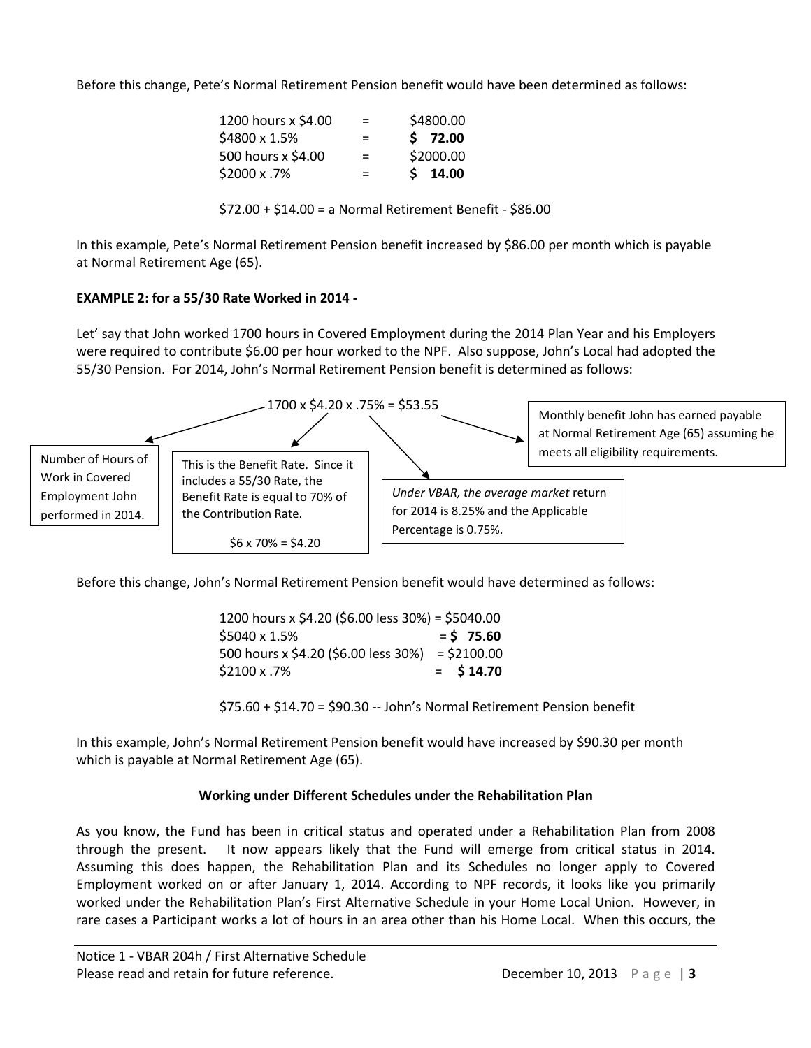Before this change, Pete's Normal Retirement Pension benefit would have been determined as follows:

| | | |
|---|---|---|
| 1200 hours x $4.00 | = | $4800.00 |
| $4800 x 1.5% | = | **$ 72.00** |
| 500 hours x $4.00 | = | $2000.00 |
| $2000 x .7% | = | **$ 14.00** |

$72.00 + $14.00 = a Normal Retirement Benefit - $86.00

In this example, Pete's Normal Retirement Pension benefit increased by $86.00 per month which is payable at Normal Retirement Age (65).

**EXAMPLE 2: for a 55/30 Rate Worked in 2014 -**

Let' say that John worked 1700 hours in Covered Employment during the 2014 Plan Year and his Employers were required to contribute $6.00 per hour worked to the NPF. Also suppose, John's Local had adopted the 55/30 Pension. For 2014, John's Normal Retirement Pension benefit is determined as follows:

1700 x $4.20 x .75% = $53.55

- **1700** — Number of Hours of Work in Covered Employment John performed in 2014.
- **$4.20** — This is the Benefit Rate. Since it includes a 55/30 Rate, the Benefit Rate is equal to 70% of the Contribution Rate. $6 x 70% = $4.20
- **.75%** — *Under VBAR, the average market* return for 2014 is 8.25% and the Applicable Percentage is 0.75%.
- **$53.55** — Monthly benefit John has earned payable at Normal Retirement Age (65) assuming he meets all eligibility requirements.

Before this change, John's Normal Retirement Pension benefit would have determined as follows:

| | | |
|---|---|---|
| 1200 hours x $4.20 ($6.00 less 30%) | = | $5040.00 |
| $5040 x 1.5% | = | **$ 75.60** |
| 500 hours x $4.20 ($6.00 less 30%) | = | $2100.00 |
| $2100 x .7% | = | **$ 14.70** |

$75.60 + $14.70 = $90.30 -- John's Normal Retirement Pension benefit

In this example, John's Normal Retirement Pension benefit would have increased by $90.30 per month which is payable at Normal Retirement Age (65).

### Working under Different Schedules under the Rehabilitation Plan

As you know, the Fund has been in critical status and operated under a Rehabilitation Plan from 2008 through the present. It now appears likely that the Fund will emerge from critical status in 2014. Assuming this does happen, the Rehabilitation Plan and its Schedules no longer apply to Covered Employment worked on or after January 1, 2014. According to NPF records, it looks like you primarily worked under the Rehabilitation Plan's First Alternative Schedule in your Home Local Union. However, in rare cases a Participant works a lot of hours in an area other than his Home Local. When this occurs, the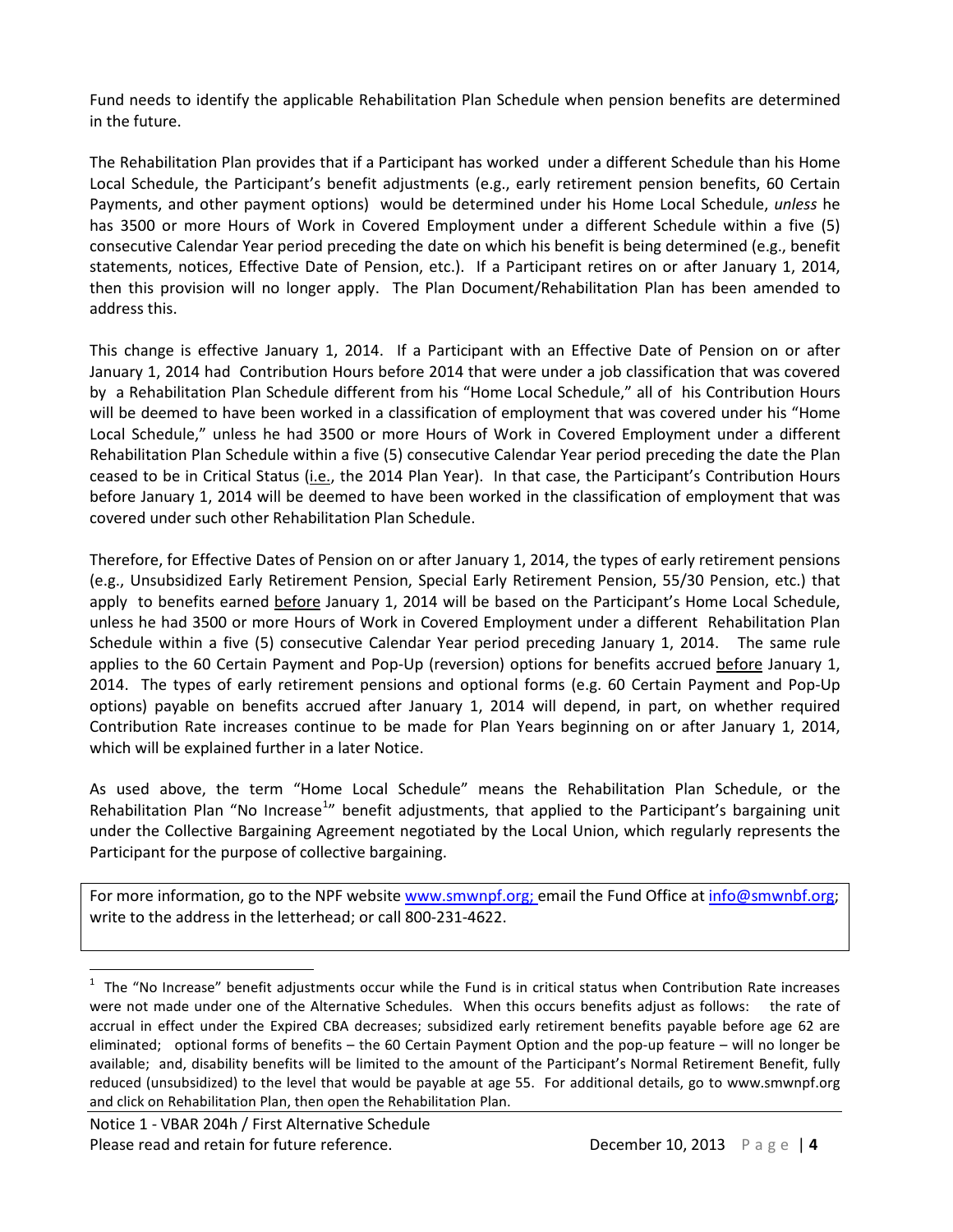Fund needs to identify the applicable Rehabilitation Plan Schedule when pension benefits are determined in the future.

The Rehabilitation Plan provides that if a Participant has worked under a different Schedule than his Home Local Schedule, the Participant's benefit adjustments (e.g., early retirement pension benefits, 60 Certain Payments, and other payment options) would be determined under his Home Local Schedule, *unless* he has 3500 or more Hours of Work in Covered Employment under a different Schedule within a five (5) consecutive Calendar Year period preceding the date on which his benefit is being determined (e.g., benefit statements, notices, Effective Date of Pension, etc.). If a Participant retires on or after January 1, 2014, then this provision will no longer apply. The Plan Document/Rehabilitation Plan has been amended to address this.

This change is effective January 1, 2014. If a Participant with an Effective Date of Pension on or after January 1, 2014 had Contribution Hours before 2014 that were under a job classification that was covered by a Rehabilitation Plan Schedule different from his "Home Local Schedule," all of his Contribution Hours will be deemed to have been worked in a classification of employment that was covered under his "Home Local Schedule," unless he had 3500 or more Hours of Work in Covered Employment under a different Rehabilitation Plan Schedule within a five (5) consecutive Calendar Year period preceding the date the Plan ceased to be in Critical Status (i.e., the 2014 Plan Year). In that case, the Participant's Contribution Hours before January 1, 2014 will be deemed to have been worked in the classification of employment that was covered under such other Rehabilitation Plan Schedule.

Therefore, for Effective Dates of Pension on or after January 1, 2014, the types of early retirement pensions (e.g., Unsubsidized Early Retirement Pension, Special Early Retirement Pension, 55/30 Pension, etc.) that apply to benefits earned before January 1, 2014 will be based on the Participant's Home Local Schedule, unless he had 3500 or more Hours of Work in Covered Employment under a different Rehabilitation Plan Schedule within a five (5) consecutive Calendar Year period preceding January 1, 2014. The same rule applies to the 60 Certain Payment and Pop-Up (reversion) options for benefits accrued before January 1, 2014. The types of early retirement pensions and optional forms (e.g. 60 Certain Payment and Pop-Up options) payable on benefits accrued after January 1, 2014 will depend, in part, on whether required Contribution Rate increases continue to be made for Plan Years beginning on or after January 1, 2014, which will be explained further in a later Notice.

As used above, the term "Home Local Schedule" means the Rehabilitation Plan Schedule, or the Rehabilitation Plan "No Increase[1]" benefit adjustments, that applied to the Participant's bargaining unit under the Collective Bargaining Agreement negotiated by the Local Union, which regularly represents the Participant for the purpose of collective bargaining.

For more information, go to the NPF website www.smwnpf.org; email the Fund Office at info@smwnbf.org; write to the address in the letterhead; or call 800-231-4622.

[1] The "No Increase" benefit adjustments occur while the Fund is in critical status when Contribution Rate increases were not made under one of the Alternative Schedules. When this occurs benefits adjust as follows: the rate of accrual in effect under the Expired CBA decreases; subsidized early retirement benefits payable before age 62 are eliminated; optional forms of benefits – the 60 Certain Payment Option and the pop-up feature – will no longer be available; and, disability benefits will be limited to the amount of the Participant's Normal Retirement Benefit, fully reduced (unsubsidized) to the level that would be payable at age 55. For additional details, go to www.smwnpf.org and click on Rehabilitation Plan, then open the Rehabilitation Plan.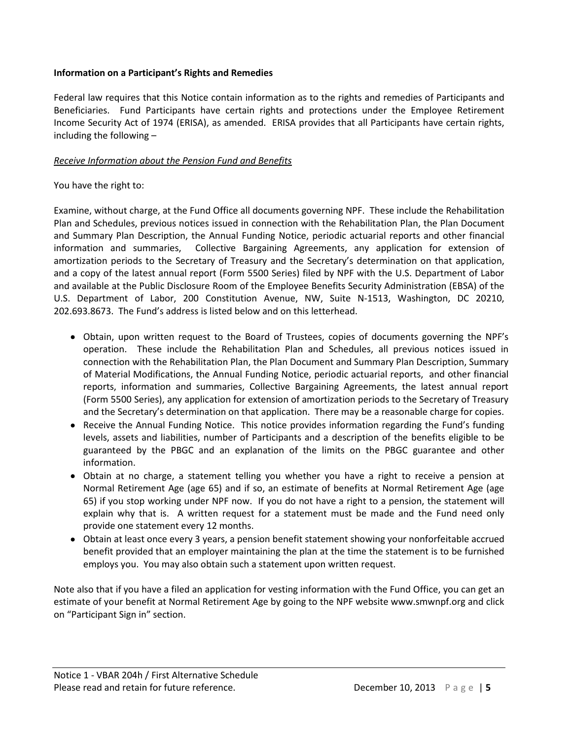**Information on a Participant's Rights and Remedies**

Federal law requires that this Notice contain information as to the rights and remedies of Participants and Beneficiaries. Fund Participants have certain rights and protections under the Employee Retirement Income Security Act of 1974 (ERISA), as amended. ERISA provides that all Participants have certain rights, including the following –

*Receive Information about the Pension Fund and Benefits*

You have the right to:

Examine, without charge, at the Fund Office all documents governing NPF. These include the Rehabilitation Plan and Schedules, previous notices issued in connection with the Rehabilitation Plan, the Plan Document and Summary Plan Description, the Annual Funding Notice, periodic actuarial reports and other financial information and summaries, Collective Bargaining Agreements, any application for extension of amortization periods to the Secretary of Treasury and the Secretary's determination on that application, and a copy of the latest annual report (Form 5500 Series) filed by NPF with the U.S. Department of Labor and available at the Public Disclosure Room of the Employee Benefits Security Administration (EBSA) of the U.S. Department of Labor, 200 Constitution Avenue, NW, Suite N-1513, Washington, DC 20210, 202.693.8673. The Fund's address is listed below and on this letterhead.

- Obtain, upon written request to the Board of Trustees, copies of documents governing the NPF's operation. These include the Rehabilitation Plan and Schedules, all previous notices issued in connection with the Rehabilitation Plan, the Plan Document and Summary Plan Description, Summary of Material Modifications, the Annual Funding Notice, periodic actuarial reports, and other financial reports, information and summaries, Collective Bargaining Agreements, the latest annual report (Form 5500 Series), any application for extension of amortization periods to the Secretary of Treasury and the Secretary's determination on that application. There may be a reasonable charge for copies.
- Receive the Annual Funding Notice. This notice provides information regarding the Fund's funding levels, assets and liabilities, number of Participants and a description of the benefits eligible to be guaranteed by the PBGC and an explanation of the limits on the PBGC guarantee and other information.
- Obtain at no charge, a statement telling you whether you have a right to receive a pension at Normal Retirement Age (age 65) and if so, an estimate of benefits at Normal Retirement Age (age 65) if you stop working under NPF now. If you do not have a right to a pension, the statement will explain why that is. A written request for a statement must be made and the Fund need only provide one statement every 12 months.
- Obtain at least once every 3 years, a pension benefit statement showing your nonforfeitable accrued benefit provided that an employer maintaining the plan at the time the statement is to be furnished employs you. You may also obtain such a statement upon written request.

Note also that if you have a filed an application for vesting information with the Fund Office, you can get an estimate of your benefit at Normal Retirement Age by going to the NPF website www.smwnpf.org and click on "Participant Sign in" section.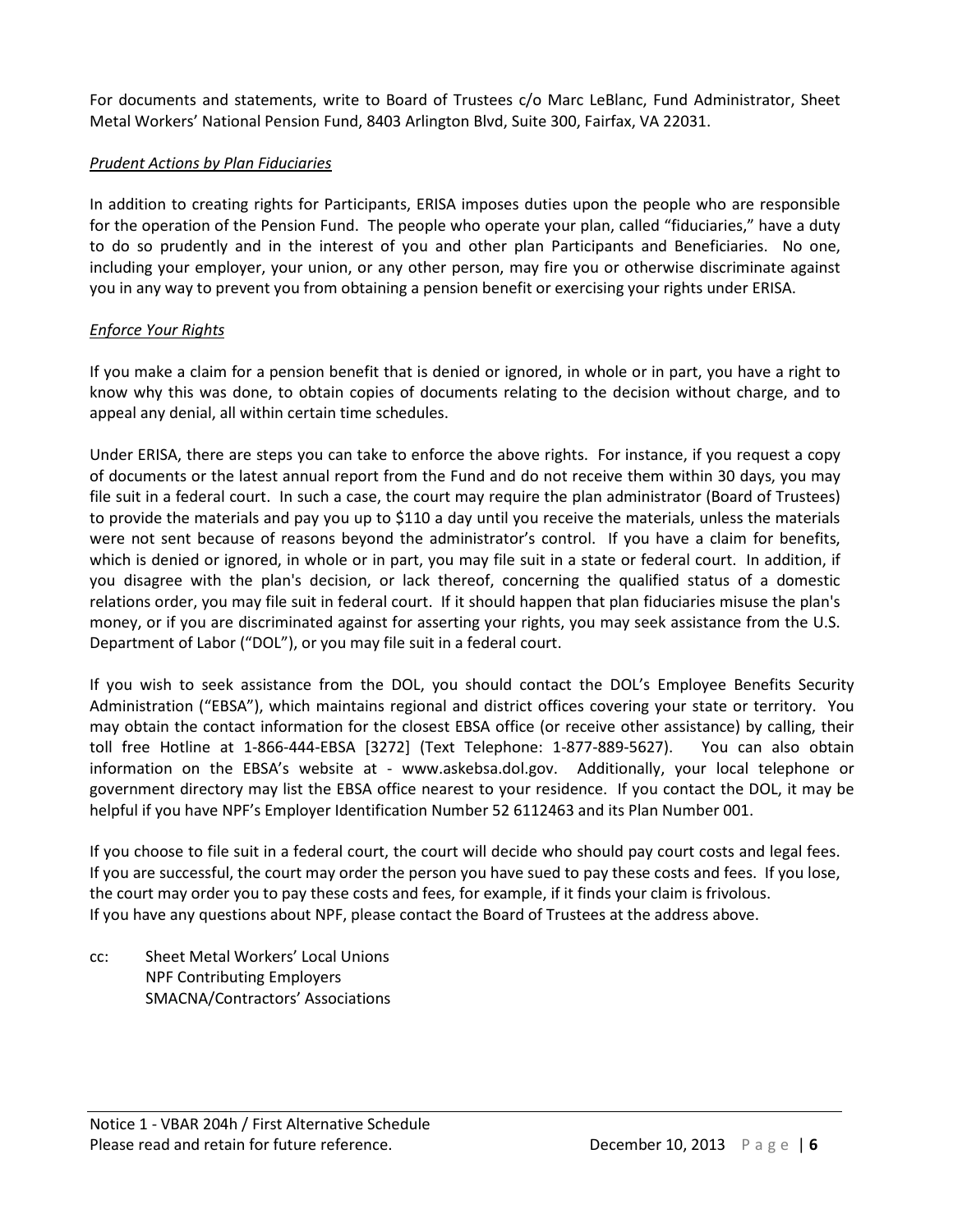For documents and statements, write to Board of Trustees c/o Marc LeBlanc, Fund Administrator, Sheet Metal Workers' National Pension Fund, 8403 Arlington Blvd, Suite 300, Fairfax, VA 22031.

*Prudent Actions by Plan Fiduciaries*

In addition to creating rights for Participants, ERISA imposes duties upon the people who are responsible for the operation of the Pension Fund. The people who operate your plan, called "fiduciaries," have a duty to do so prudently and in the interest of you and other plan Participants and Beneficiaries. No one, including your employer, your union, or any other person, may fire you or otherwise discriminate against you in any way to prevent you from obtaining a pension benefit or exercising your rights under ERISA.

*Enforce Your Rights*

If you make a claim for a pension benefit that is denied or ignored, in whole or in part, you have a right to know why this was done, to obtain copies of documents relating to the decision without charge, and to appeal any denial, all within certain time schedules.

Under ERISA, there are steps you can take to enforce the above rights. For instance, if you request a copy of documents or the latest annual report from the Fund and do not receive them within 30 days, you may file suit in a federal court. In such a case, the court may require the plan administrator (Board of Trustees) to provide the materials and pay you up to $110 a day until you receive the materials, unless the materials were not sent because of reasons beyond the administrator's control. If you have a claim for benefits, which is denied or ignored, in whole or in part, you may file suit in a state or federal court. In addition, if you disagree with the plan's decision, or lack thereof, concerning the qualified status of a domestic relations order, you may file suit in federal court. If it should happen that plan fiduciaries misuse the plan's money, or if you are discriminated against for asserting your rights, you may seek assistance from the U.S. Department of Labor ("DOL"), or you may file suit in a federal court.

If you wish to seek assistance from the DOL, you should contact the DOL's Employee Benefits Security Administration ("EBSA"), which maintains regional and district offices covering your state or territory. You may obtain the contact information for the closest EBSA office (or receive other assistance) by calling, their toll free Hotline at 1-866-444-EBSA [3272] (Text Telephone: 1-877-889-5627). You can also obtain information on the EBSA's website at - www.askebsa.dol.gov. Additionally, your local telephone or government directory may list the EBSA office nearest to your residence. If you contact the DOL, it may be helpful if you have NPF's Employer Identification Number 52 6112463 and its Plan Number 001.

If you choose to file suit in a federal court, the court will decide who should pay court costs and legal fees. If you are successful, the court may order the person you have sued to pay these costs and fees. If you lose, the court may order you to pay these costs and fees, for example, if it finds your claim is frivolous.
If you have any questions about NPF, please contact the Board of Trustees at the address above.

cc: Sheet Metal Workers' Local Unions
NPF Contributing Employers
SMACNA/Contractors' Associations